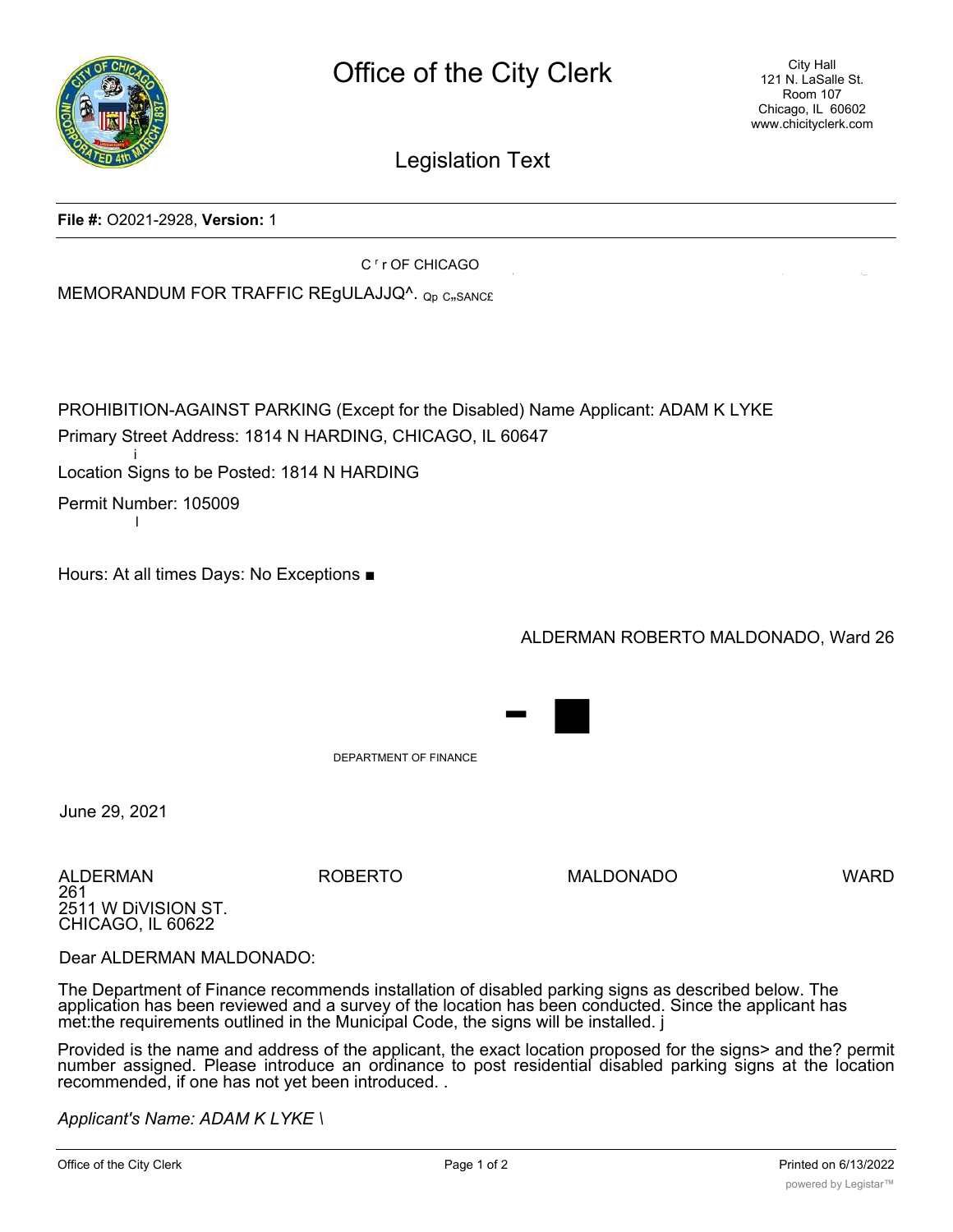# Office of the City Clerk

City Hall
121 N. LaSalle St.
Room 107
Chicago, IL 60602
www.chicityclerk.com

## Legislation Text

**File #:** O2021-2928, **Version:** 1

C r OF CHICAGO

MEMORANDUM FOR TRAFFIC REgULAJJQ^. Qp C„SANC£

PROHIBITION-AGAINST PARKING (Except for the Disabled) Name Applicant: ADAM K LYKE

Primary Street Address: 1814 N HARDING, CHICAGO, IL 60647

Location Signs to be Posted: 1814 N HARDING

Permit Number: 105009

Hours: At all times Days: No Exceptions ■

ALDERMAN ROBERTO MALDONADO, Ward 26

DEPARTMENT OF FINANCE

June 29, 2021

ALDERMAN ROBERTO MALDONADO WARD 261
2511 W DiVISION ST.
CHICAGO, IL 60622

Dear ALDERMAN MALDONADO:

The Department of Finance recommends installation of disabled parking signs as described below. The application has been reviewed and a survey of the location has been conducted. Since the applicant has met:the requirements outlined in the Municipal Code, the signs will be installed. j

Provided is the name and address of the applicant, the exact location proposed for the signs> and the? permit number assigned. Please introduce an ordinance to post residential disabled parking signs at the location recommended, if one has not yet been introduced. .

*Applicant's Name: ADAM K LYKE \*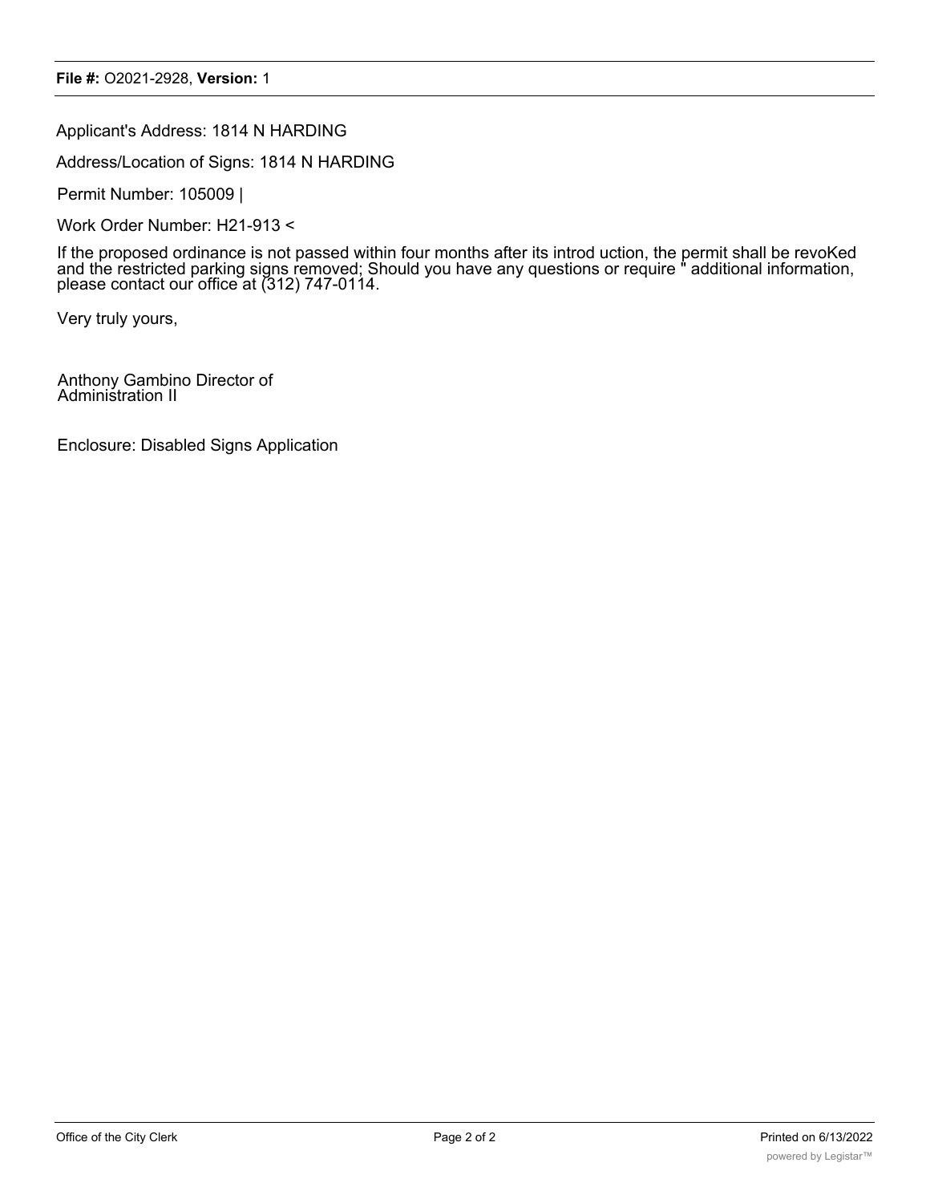Applicant's Address: 1814 N HARDING

Address/Location of Signs: 1814 N HARDING

Permit Number: 105009 |

Work Order Number: H21-913 <

If the proposed ordinance is not passed within four months after its introd uction, the permit shall be revoKed and the restricted parking signs removed; Should you have any questions or require " additional information, please contact our office at (312) 747-0114.

Very truly yours,

Anthony Gambino Director of Administration II

Enclosure: Disabled Signs Application